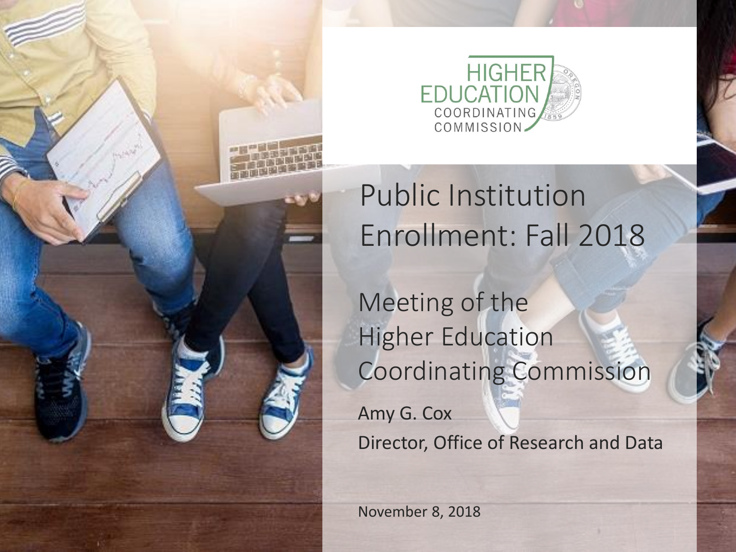HIGHER EDUCATION COORDINATING COMMISSION

# Public Institution Enrollment: Fall 2018

## Meeting of the Higher Education Coordinating Commission

Amy G. Cox

Director, Office of Research and Data

November 8, 2018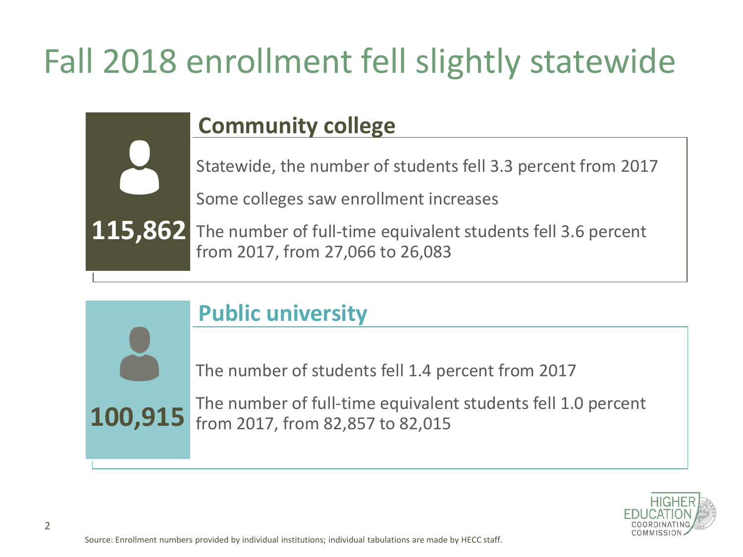# Fall 2018 enrollment fell slightly statewide

## Community college

**115,862**

Statewide, the number of students fell 3.3 percent from 2017

Some colleges saw enrollment increases

The number of full-time equivalent students fell 3.6 percent from 2017, from 27,066 to 26,083

## Public university

**100,915**

The number of students fell 1.4 percent from 2017

The number of full-time equivalent students fell 1.0 percent from 2017, from 82,857 to 82,015

Source: Enrollment numbers provided by individual institutions; individual tabulations are made by HECC staff.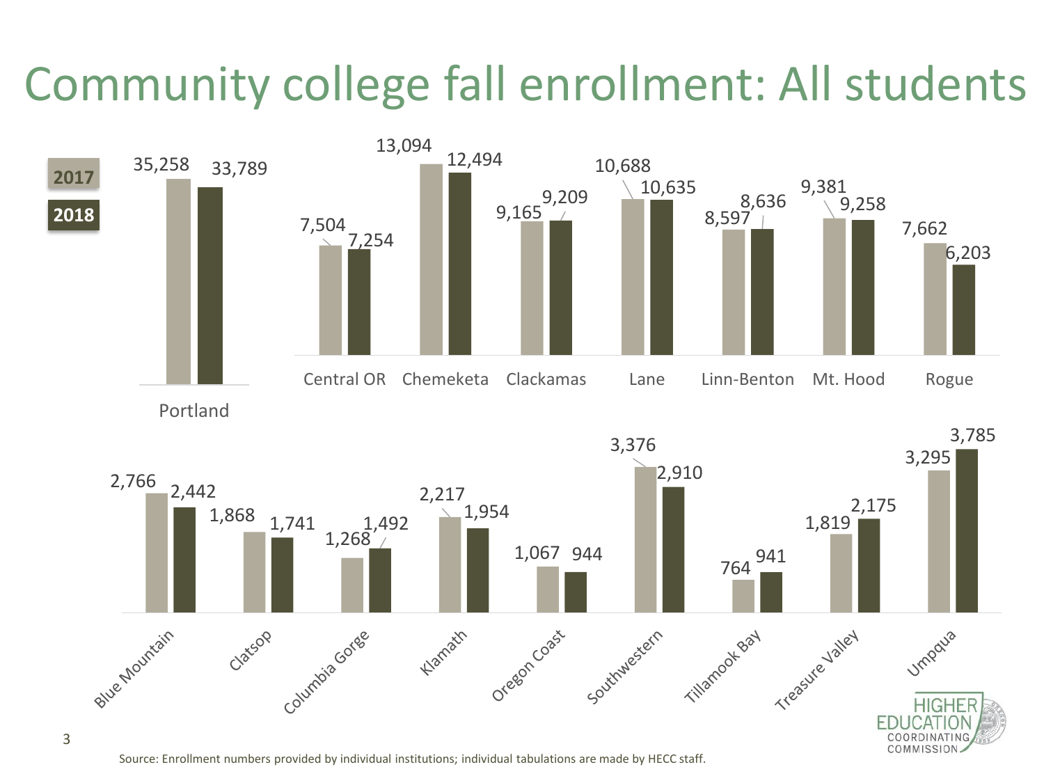# Community college fall enrollment: All students

| College | 2017 | 2018 |
|---|---|---|
| Portland | 35,258 | 33,789 |
| Central OR | 7,504 | 7,254 |
| Chemeketa | 13,094 | 12,494 |
| Clackamas | 9,165 | 9,209 |
| Lane | 10,688 | 10,635 |
| Linn-Benton | 8,597 | 8,636 |
| Mt. Hood | 9,381 | 9,258 |
| Rogue | 7,662 | 6,203 |
| Blue Mountain | 2,766 | 2,442 |
| Clatsop | 1,868 | 1,741 |
| Columbia Gorge | 1,268 | 1,492 |
| Klamath | 2,217 | 1,954 |
| Oregon Coast | 1,067 | 944 |
| Southwestern | 3,376 | 2,910 |
| Tillamook Bay | 764 | 941 |
| Treasure Valley | 1,819 | 2,175 |
| Umpqua | 3,295 | 3,785 |

Source: Enrollment numbers provided by individual institutions; individual tabulations are made by HECC staff.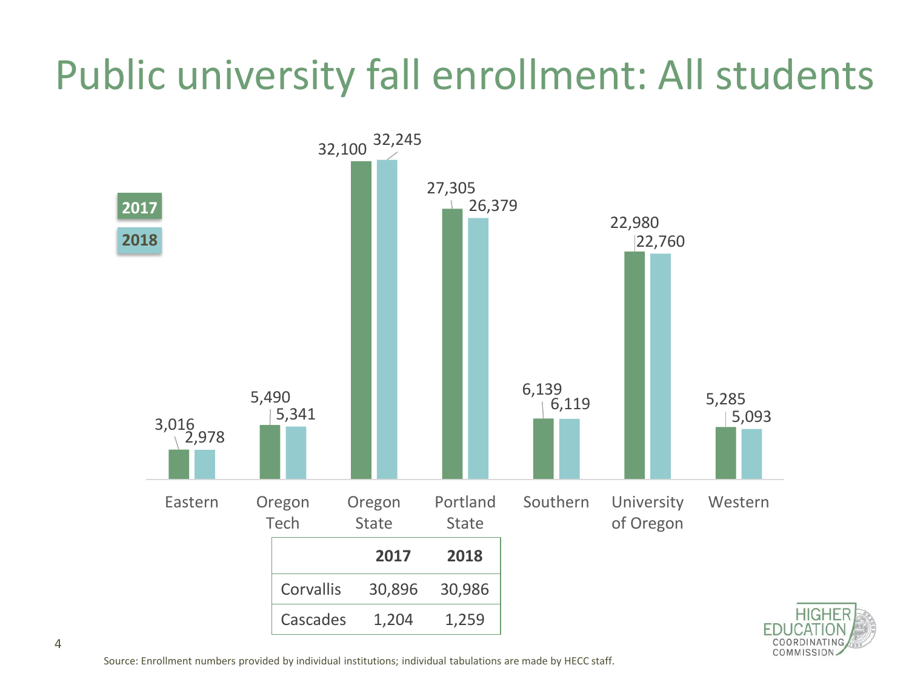# Public university fall enrollment: All students

| | 2017 | 2018 |
|---|---|---|
| Eastern | 3,016 | 2,978 |
| Oregon Tech | 5,490 | 5,341 |
| Oregon State | 32,100 | 32,245 |
| Portland State | 27,305 | 26,379 |
| Southern | 6,139 | 6,119 |
| University of Oregon | 22,980 | 22,760 |
| Western | 5,285 | 5,093 |

| | 2017 | 2018 |
|---|---|---|
| Corvallis | 30,896 | 30,986 |
| Cascades | 1,204 | 1,259 |

Source: Enrollment numbers provided by individual institutions; individual tabulations are made by HECC staff.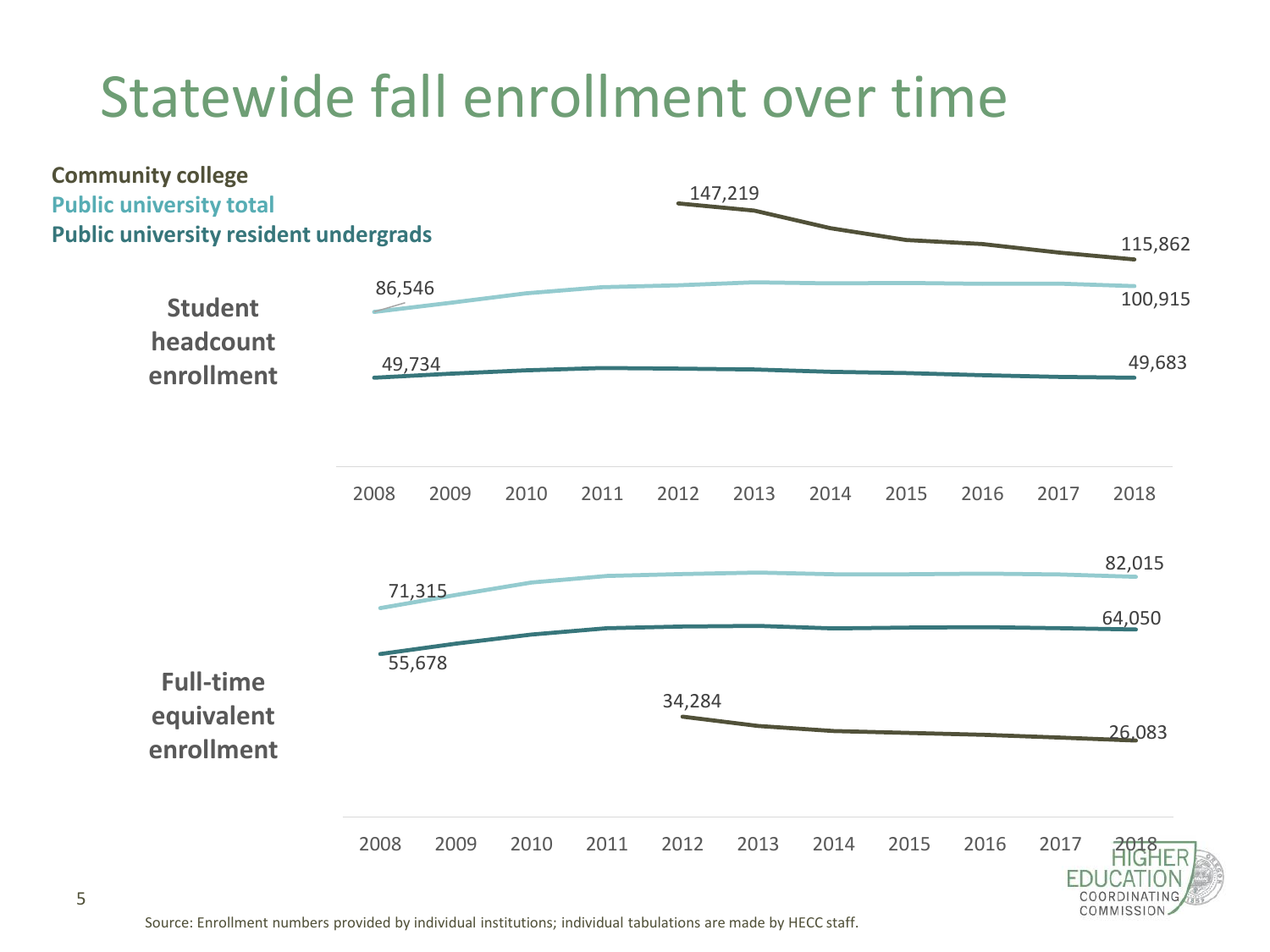# Statewide fall enrollment over time

**Community college**
**Public university total**
**Public university resident undergrads**

**Student headcount enrollment**

147,219
115,862
86,546
100,915
49,734
49,683

2008 2009 2010 2011 2012 2013 2014 2015 2016 2017 2018

**Full-time equivalent enrollment**

82,015
71,315
64,050
55,678
34,284
26,083

2008 2009 2010 2011 2012 2013 2014 2015 2016 2017 2018

Source: Enrollment numbers provided by individual institutions; individual tabulations are made by HECC staff.

HIGHER EDUCATION COORDINATING COMMISSION